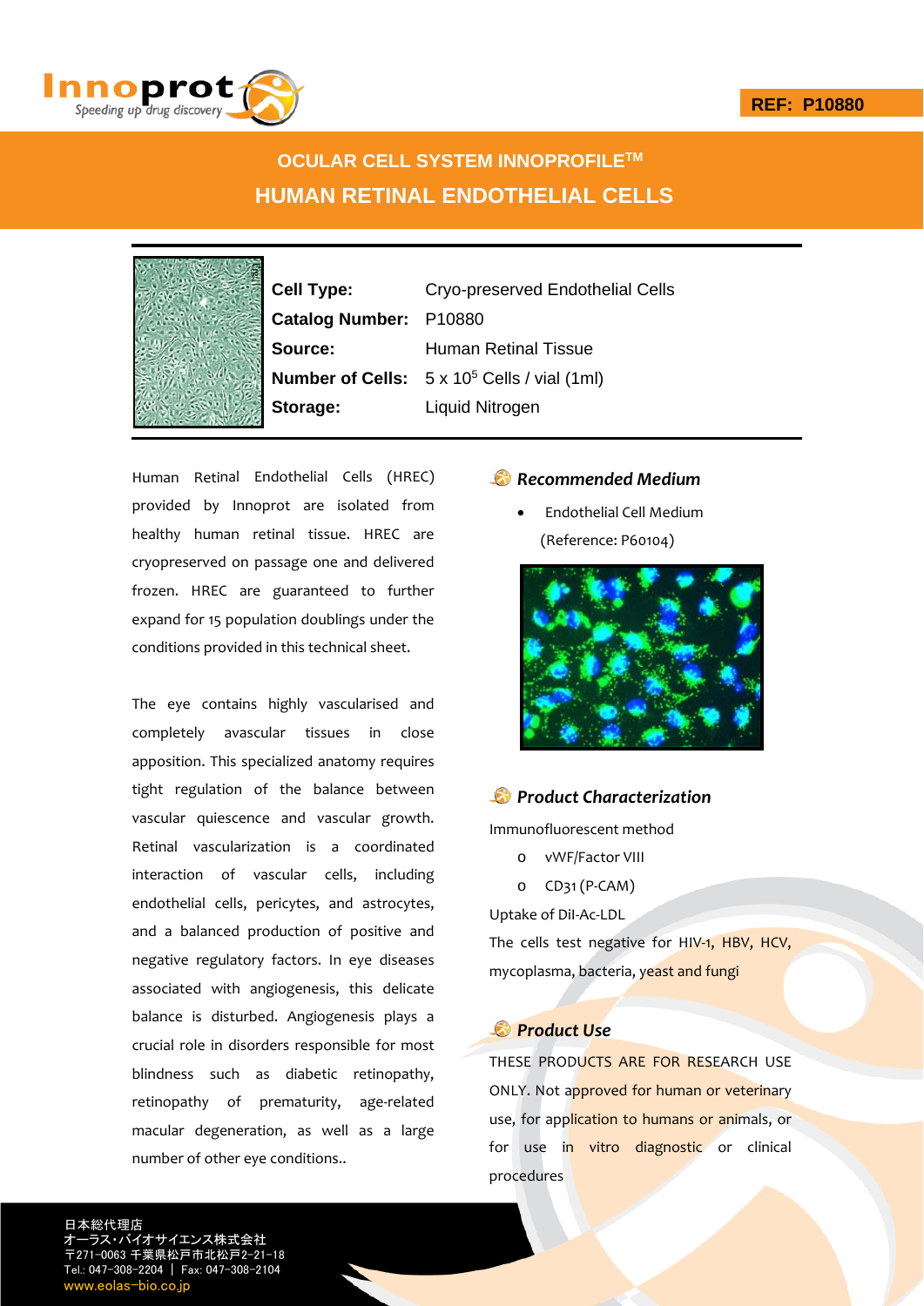REF: P10880

# OCULAR CELL SYSTEM INNOPROFILE™

# HUMAN RETINAL ENDOTHELIAL CELLS

| | |
|---|---|
| **Cell Type:** | Cryo-preserved Endothelial Cells |
| **Catalog Number:** | P10880 |
| **Source:** | Human Retinal Tissue |
| **Number of Cells:** | 5 x $10^5$ Cells / vial (1ml) |
| **Storage:** | Liquid Nitrogen |

Human Retinal Endothelial Cells (HREC) provided by Innoprot are isolated from healthy human retinal tissue. HREC are cryopreserved on passage one and delivered frozen. HREC are guaranteed to further expand for 15 population doublings under the conditions provided in this technical sheet.

The eye contains highly vascularised and completely avascular tissues in close apposition. This specialized anatomy requires tight regulation of the balance between vascular quiescence and vascular growth. Retinal vascularization is a coordinated interaction of vascular cells, including endothelial cells, pericytes, and astrocytes, and a balanced production of positive and negative regulatory factors. In eye diseases associated with angiogenesis, this delicate balance is disturbed. Angiogenesis plays a crucial role in disorders responsible for most blindness such as diabetic retinopathy, retinopathy of prematurity, age-related macular degeneration, as well as a large number of other eye conditions..

### *Recommended Medium*

- Endothelial Cell Medium (Reference: P60104)

### *Product Characterization*

Immunofluorescent method

- vWF/Factor VIII
- CD31 (P-CAM)

Uptake of Dil-Ac-LDL

The cells test negative for HIV-1, HBV, HCV, mycoplasma, bacteria, yeast and fungi

### *Product Use*

THESE PRODUCTS ARE FOR RESEARCH USE ONLY. Not approved for human or veterinary use, for application to humans or animals, or for use in vitro diagnostic or clinical procedures

日本総代理店
オーラス・バイオサイエンス株式会社
〒271-0063 千葉県松戸市北松戸2-21-18
Tel.: 047-308-2204 | Fax: 047-308-2104
www.eolas-bio.co.jp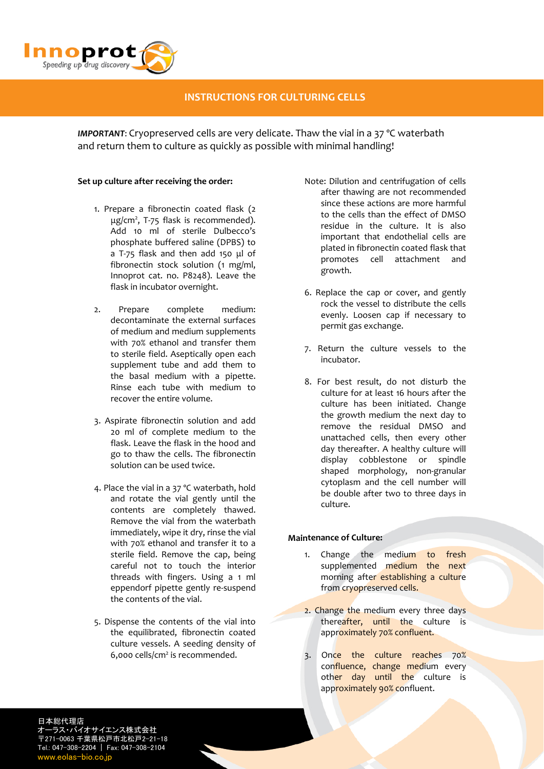## INSTRUCTIONS FOR CULTURING CELLS

***IMPORTANT***: Cryopreserved cells are very delicate. Thaw the vial in a 37 °C waterbath and return them to culture as quickly as possible with minimal handling!

**Set up culture after receiving the order:**

1. Prepare a fibronectin coated flask (2 µg/cm², T-75 flask is recommended). Add 10 ml of sterile Dulbecco's phosphate buffered saline (DPBS) to a T-75 flask and then add 150 µl of fibronectin stock solution (1 mg/ml, Innoprot cat. no. P8248). Leave the flask in incubator overnight.

2. Prepare complete medium: decontaminate the external surfaces of medium and medium supplements with 70% ethanol and transfer them to sterile field. Aseptically open each supplement tube and add them to the basal medium with a pipette. Rinse each tube with medium to recover the entire volume.

3. Aspirate fibronectin solution and add 20 ml of complete medium to the flask. Leave the flask in the hood and go to thaw the cells. The fibronectin solution can be used twice.

4. Place the vial in a 37 °C waterbath, hold and rotate the vial gently until the contents are completely thawed. Remove the vial from the waterbath immediately, wipe it dry, rinse the vial with 70% ethanol and transfer it to a sterile field. Remove the cap, being careful not to touch the interior threads with fingers. Using a 1 ml eppendorf pipette gently re-suspend the contents of the vial.

5. Dispense the contents of the vial into the equilibrated, fibronectin coated culture vessels. A seeding density of 6,000 cells/cm² is recommended.

Note: Dilution and centrifugation of cells after thawing are not recommended since these actions are more harmful to the cells than the effect of DMSO residue in the culture. It is also important that endothelial cells are plated in fibronectin coated flask that promotes cell attachment and growth.

6. Replace the cap or cover, and gently rock the vessel to distribute the cells evenly. Loosen cap if necessary to permit gas exchange.

7. Return the culture vessels to the incubator.

8. For best result, do not disturb the culture for at least 16 hours after the culture has been initiated. Change the growth medium the next day to remove the residual DMSO and unattached cells, then every other day thereafter. A healthy culture will display cobblestone or spindle shaped morphology, non-granular cytoplasm and the cell number will be double after two to three days in culture.

**Maintenance of Culture:**

1. Change the medium to fresh supplemented medium the next morning after establishing a culture from cryopreserved cells.

2. Change the medium every three days thereafter, until the culture is approximately 70% confluent.

3. Once the culture reaches 70% confluence, change medium every other day until the culture is approximately 90% confluent.

日本総代理店
オーラス・バイオサイエンス株式会社
〒271-0063 千葉県松戸市北松戸2-21-18
Tel.: 047-308-2204 | Fax: 047-308-2104
www.eolas-bio.co.jp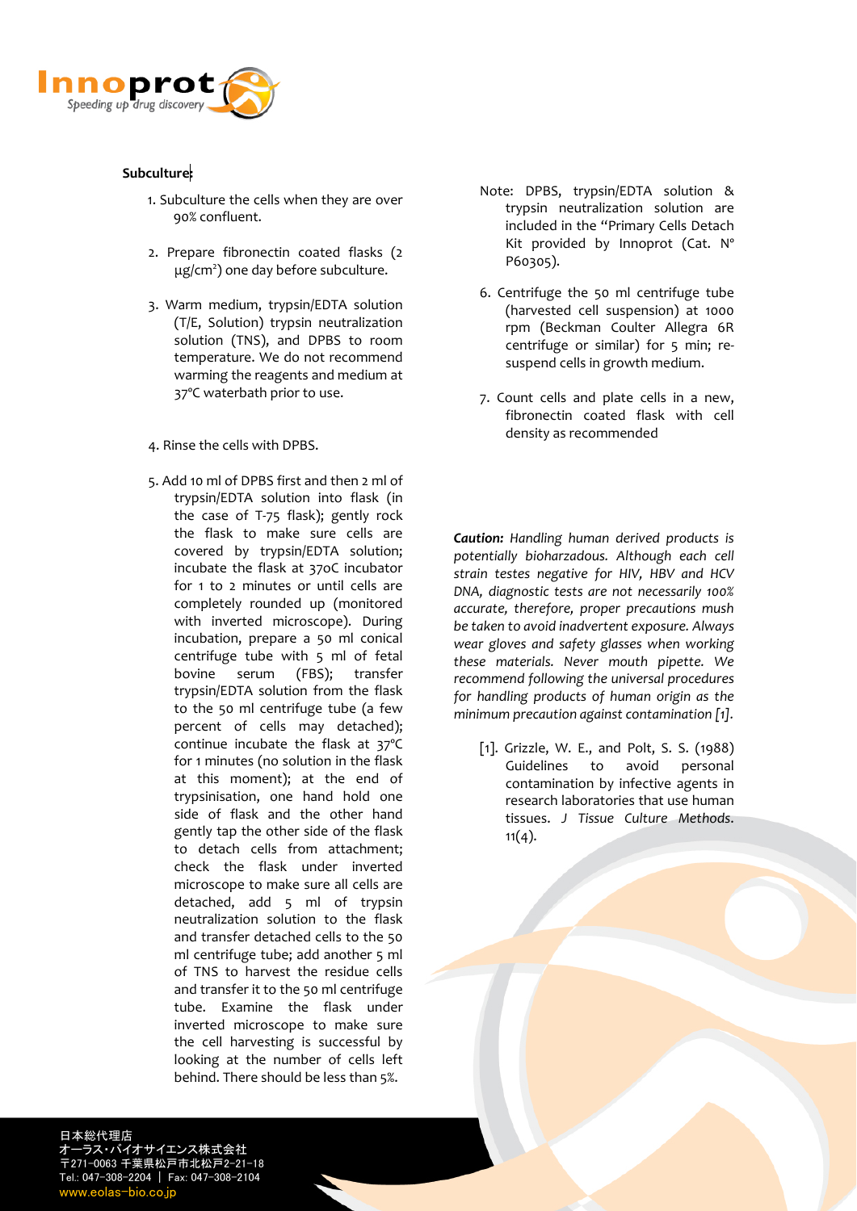**Subculture:**

1. Subculture the cells when they are over 90% confluent.

2. Prepare fibronectin coated flasks (2 µg/cm²) one day before subculture.

3. Warm medium, trypsin/EDTA solution (T/E, Solution) trypsin neutralization solution (TNS), and DPBS to room temperature. We do not recommend warming the reagents and medium at 37°C waterbath prior to use.

4. Rinse the cells with DPBS.

5. Add 10 ml of DPBS first and then 2 ml of trypsin/EDTA solution into flask (in the case of T-75 flask); gently rock the flask to make sure cells are covered by trypsin/EDTA solution; incubate the flask at 370C incubator for 1 to 2 minutes or until cells are completely rounded up (monitored with inverted microscope). During incubation, prepare a 50 ml conical centrifuge tube with 5 ml of fetal bovine serum (FBS); transfer trypsin/EDTA solution from the flask to the 50 ml centrifuge tube (a few percent of cells may detached); continue incubate the flask at 37°C for 1 minutes (no solution in the flask at this moment); at the end of trypsinisation, one hand hold one side of flask and the other hand gently tap the other side of the flask to detach cells from attachment; check the flask under inverted microscope to make sure all cells are detached, add 5 ml of trypsin neutralization solution to the flask and transfer detached cells to the 50 ml centrifuge tube; add another 5 ml of TNS to harvest the residue cells and transfer it to the 50 ml centrifuge tube. Examine the flask under inverted microscope to make sure the cell harvesting is successful by looking at the number of cells left behind. There should be less than 5%.

   Note: DPBS, trypsin/EDTA solution & trypsin neutralization solution are included in the "Primary Cells Detach Kit provided by Innoprot (Cat. Nº P60305).

6. Centrifuge the 50 ml centrifuge tube (harvested cell suspension) at 1000 rpm (Beckman Coulter Allegra 6R centrifuge or similar) for 5 min; re-suspend cells in growth medium.

7. Count cells and plate cells in a new, fibronectin coated flask with cell density as recommended

***Caution:*** *Handling human derived products is potentially bioharzadous. Although each cell strain testes negative for HIV, HBV and HCV DNA, diagnostic tests are not necessarily 100% accurate, therefore, proper precautions mush be taken to avoid inadvertent exposure. Always wear gloves and safety glasses when working these materials. Never mouth pipette. We recommend following the universal procedures for handling products of human origin as the minimum precaution against contamination [1].*

[1]. Grizzle, W. E., and Polt, S. S. (1988) Guidelines to avoid personal contamination by infective agents in research laboratories that use human tissues. *J Tissue Culture Methods*. 11(4).

日本総代理店
オーラス・バイオサイエンス株式会社
〒271-0063 千葉県松戸市北松戸2-21-18
Tel.: 047-308-2204 | Fax: 047-308-2104
www.eolas-bio.co.jp